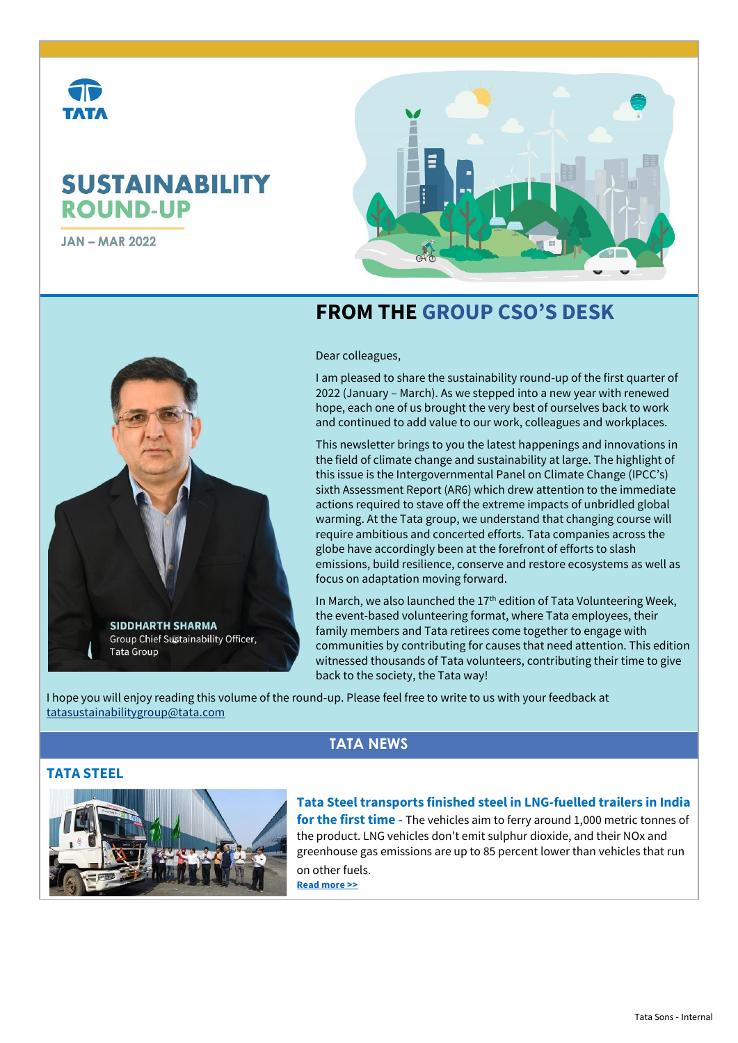TATA

# SUSTAINABILITY ROUND-UP

JAN – MAR 2022

## FROM THE GROUP CSO'S DESK

**SIDDHARTH SHARMA**
Group Chief Sustainability Officer, Tata Group

Dear colleagues,

I am pleased to share the sustainability round-up of the first quarter of 2022 (January – March). As we stepped into a new year with renewed hope, each one of us brought the very best of ourselves back to work and continued to add value to our work, colleagues and workplaces.

This newsletter brings to you the latest happenings and innovations in the field of climate change and sustainability at large. The highlight of this issue is the Intergovernmental Panel on Climate Change (IPCC's) sixth Assessment Report (AR6) which drew attention to the immediate actions required to stave off the extreme impacts of unbridled global warming. At the Tata group, we understand that changing course will require ambitious and concerted efforts. Tata companies across the globe have accordingly been at the forefront of efforts to slash emissions, build resilience, conserve and restore ecosystems as well as focus on adaptation moving forward.

In March, we also launched the 17th edition of Tata Volunteering Week, the event-based volunteering format, where Tata employees, their family members and Tata retirees come together to engage with communities by contributing for causes that need attention. This edition witnessed thousands of Tata volunteers, contributing their time to give back to the society, the Tata way!

I hope you will enjoy reading this volume of the round-up. Please feel free to write to us with your feedback at tatasustainabilitygroup@tata.com

## TATA NEWS

### TATA STEEL

**Tata Steel transports finished steel in LNG-fuelled trailers in India for the first time** - The vehicles aim to ferry around 1,000 metric tonnes of the product. LNG vehicles don't emit sulphur dioxide, and their NOx and greenhouse gas emissions are up to 85 percent lower than vehicles that run on other fuels.

**Read more >>**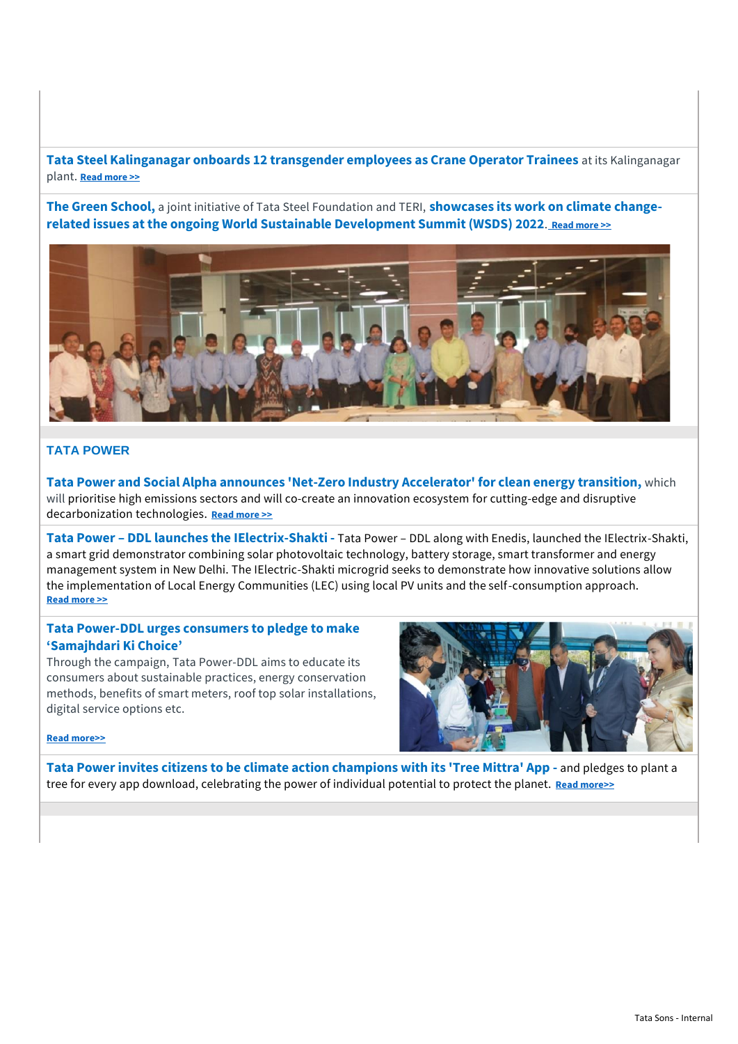**Tata Steel Kalinganagar onboards 12 transgender employees as Crane Operator Trainees** at its Kalinganagar plant. Read more >>

**The Green School,** a joint initiative of Tata Steel Foundation and TERI, **showcases its work on climate change-related issues at the ongoing World Sustainable Development Summit (WSDS) 2022.** Read more >>

## TATA POWER

**Tata Power and Social Alpha announces 'Net-Zero Industry Accelerator' for clean energy transition,** which will prioritise high emissions sectors and will co-create an innovation ecosystem for cutting-edge and disruptive decarbonization technologies. Read more >>

**Tata Power – DDL launches the IElectrix-Shakti -** Tata Power – DDL along with Enedis, launched the IElectrix-Shakti, a smart grid demonstrator combining solar photovoltaic technology, battery storage, smart transformer and energy management system in New Delhi. The IElectric-Shakti microgrid seeks to demonstrate how innovative solutions allow the implementation of Local Energy Communities (LEC) using local PV units and the self-consumption approach. Read more >>

**Tata Power-DDL urges consumers to pledge to make 'Samajhdari Ki Choice'**

Through the campaign, Tata Power-DDL aims to educate its consumers about sustainable practices, energy conservation methods, benefits of smart meters, roof top solar installations, digital service options etc.

Read more>>

**Tata Power invites citizens to be climate action champions with its 'Tree Mittra' App -** and pledges to plant a tree for every app download, celebrating the power of individual potential to protect the planet. Read more>>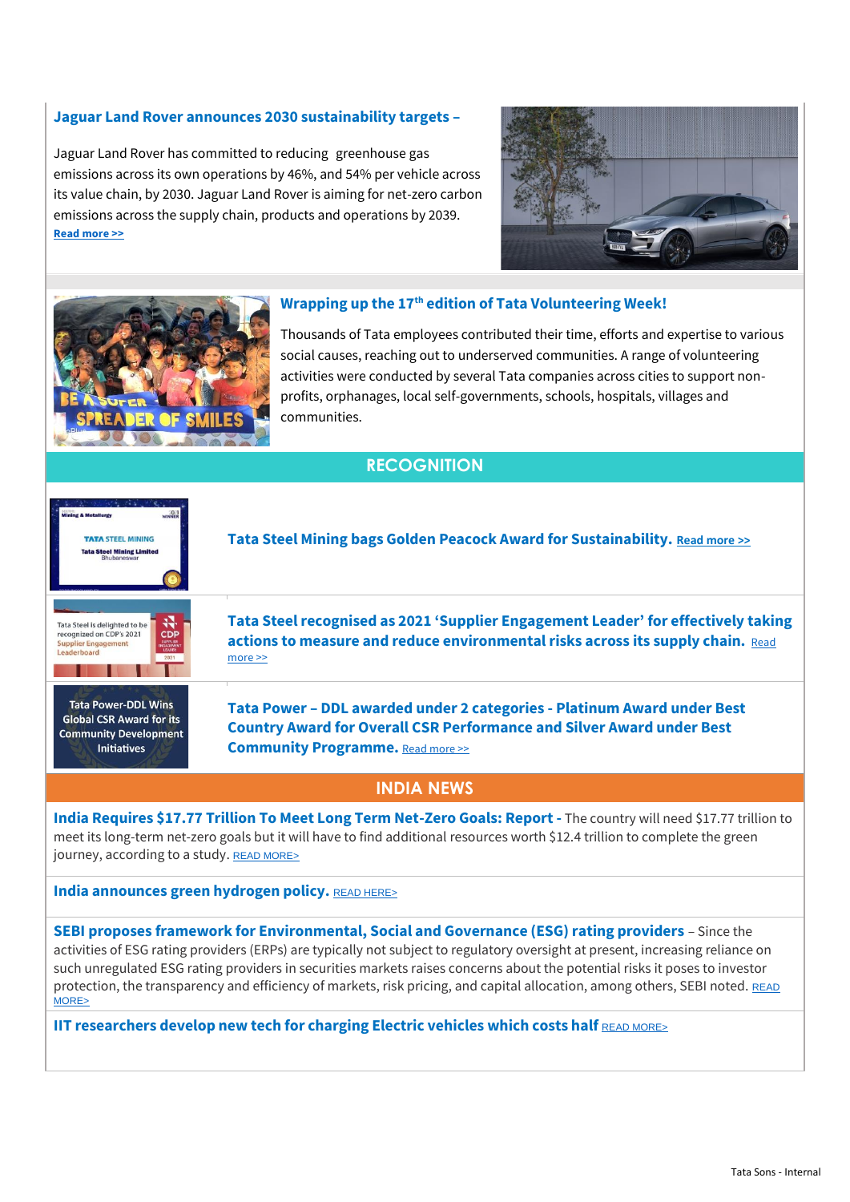### Jaguar Land Rover announces 2030 sustainability targets –

Jaguar Land Rover has committed to reducing greenhouse gas emissions across its own operations by 46%, and 54% per vehicle across its value chain, by 2030. Jaguar Land Rover is aiming for net-zero carbon emissions across the supply chain, products and operations by 2039.
**Read more >>**

### Wrapping up the 17th edition of Tata Volunteering Week!

Thousands of Tata employees contributed their time, efforts and expertise to various social causes, reaching out to underserved communities. A range of volunteering activities were conducted by several Tata companies across cities to support non-profits, orphanages, local self-governments, schools, hospitals, villages and communities.

## RECOGNITION

**Tata Steel Mining bags Golden Peacock Award for Sustainability.** Read more >>

**Tata Steel recognised as 2021 'Supplier Engagement Leader' for effectively taking actions to measure and reduce environmental risks across its supply chain.** Read more >>

**Tata Power – DDL awarded under 2 categories - Platinum Award under Best Country Award for Overall CSR Performance and Silver Award under Best Community Programme.** Read more >>

## INDIA NEWS

**India Requires $17.77 Trillion To Meet Long Term Net-Zero Goals: Report** - The country will need $17.77 trillion to meet its long-term net-zero goals but it will have to find additional resources worth $12.4 trillion to complete the green journey, according to a study. READ MORE>

**India announces green hydrogen policy.** READ HERE>

**SEBI proposes framework for Environmental, Social and Governance (ESG) rating providers** – Since the activities of ESG rating providers (ERPs) are typically not subject to regulatory oversight at present, increasing reliance on such unregulated ESG rating providers in securities markets raises concerns about the potential risks it poses to investor protection, the transparency and efficiency of markets, risk pricing, and capital allocation, among others, SEBI noted. READ MORE>

**IIT researchers develop new tech for charging Electric vehicles which costs half** READ MORE>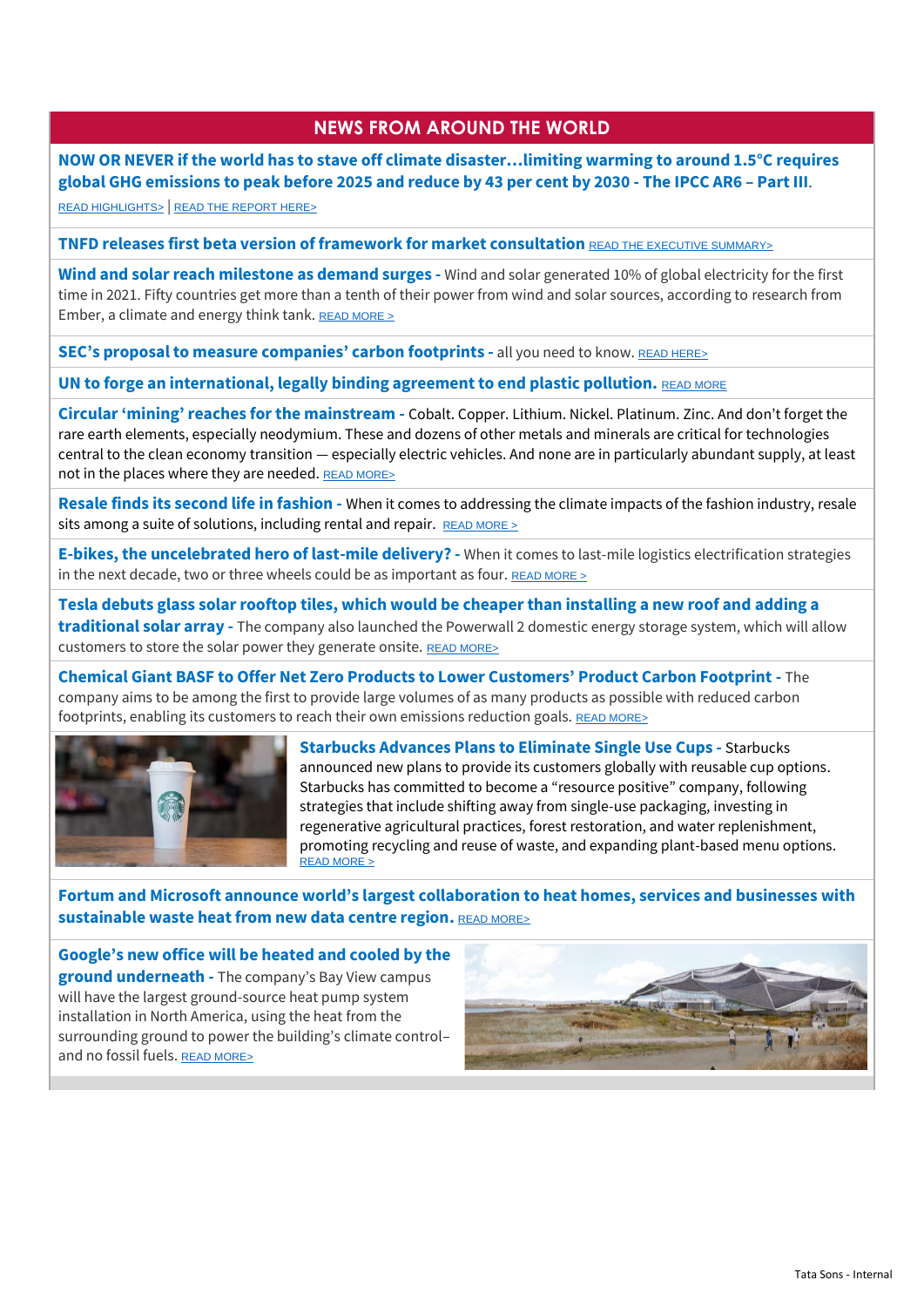## NEWS FROM AROUND THE WORLD

**NOW OR NEVER if the world has to stave off climate disaster…limiting warming to around 1.5°C requires global GHG emissions to peak before 2025 and reduce by 43 per cent by 2030 - The IPCC AR6 – Part III**.

READ HIGHLIGHTS> | READ THE REPORT HERE>

**TNFD releases first beta version of framework for market consultation** READ THE EXECUTIVE SUMMARY>

**Wind and solar reach milestone as demand surges -** Wind and solar generated 10% of global electricity for the first time in 2021. Fifty countries get more than a tenth of their power from wind and solar sources, according to research from Ember, a climate and energy think tank. READ MORE >

**SEC's proposal to measure companies' carbon footprints -** all you need to know. READ HERE>

**UN to forge an international, legally binding agreement to end plastic pollution.** READ MORE

**Circular 'mining' reaches for the mainstream -** Cobalt. Copper. Lithium. Nickel. Platinum. Zinc. And don't forget the rare earth elements, especially neodymium. These and dozens of other metals and minerals are critical for technologies central to the clean economy transition — especially electric vehicles. And none are in particularly abundant supply, at least not in the places where they are needed. READ MORE>

**Resale finds its second life in fashion -** When it comes to addressing the climate impacts of the fashion industry, resale sits among a suite of solutions, including rental and repair. READ MORE >

**E-bikes, the uncelebrated hero of last-mile delivery? -** When it comes to last-mile logistics electrification strategies in the next decade, two or three wheels could be as important as four. READ MORE >

**Tesla debuts glass solar rooftop tiles, which would be cheaper than installing a new roof and adding a traditional solar array -** The company also launched the Powerwall 2 domestic energy storage system, which will allow customers to store the solar power they generate onsite. READ MORE>

**Chemical Giant BASF to Offer Net Zero Products to Lower Customers' Product Carbon Footprint -** The company aims to be among the first to provide large volumes of as many products as possible with reduced carbon footprints, enabling its customers to reach their own emissions reduction goals. READ MORE>

**Starbucks Advances Plans to Eliminate Single Use Cups -** Starbucks announced new plans to provide its customers globally with reusable cup options. Starbucks has committed to become a "resource positive" company, following strategies that include shifting away from single-use packaging, investing in regenerative agricultural practices, forest restoration, and water replenishment, promoting recycling and reuse of waste, and expanding plant-based menu options. READ MORE >

**Fortum and Microsoft announce world's largest collaboration to heat homes, services and businesses with sustainable waste heat from new data centre region.** READ MORE>

**Google's new office will be heated and cooled by the ground underneath -** The company's Bay View campus will have the largest ground-source heat pump system installation in North America, using the heat from the surrounding ground to power the building's climate control– and no fossil fuels. READ MORE>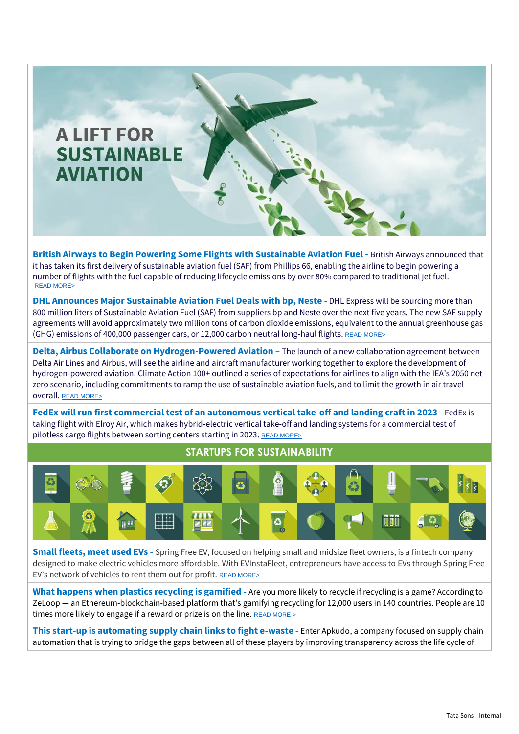# A LIFT FOR SUSTAINABLE AVIATION

**British Airways to Begin Powering Some Flights with Sustainable Aviation Fuel -** British Airways announced that it has taken its first delivery of sustainable aviation fuel (SAF) from Phillips 66, enabling the airline to begin powering a number of flights with the fuel capable of reducing lifecycle emissions by over 80% compared to traditional jet fuel. READ MORE>

**DHL Announces Major Sustainable Aviation Fuel Deals with bp, Neste -** DHL Express will be sourcing more than 800 million liters of Sustainable Aviation Fuel (SAF) from suppliers bp and Neste over the next five years. The new SAF supply agreements will avoid approximately two million tons of carbon dioxide emissions, equivalent to the annual greenhouse gas (GHG) emissions of 400,000 passenger cars, or 12,000 carbon neutral long-haul flights. READ MORE>

**Delta, Airbus Collaborate on Hydrogen-Powered Aviation –** The launch of a new collaboration agreement between Delta Air Lines and Airbus, will see the airline and aircraft manufacturer working together to explore the development of hydrogen-powered aviation. Climate Action 100+ outlined a series of expectations for airlines to align with the IEA's 2050 net zero scenario, including commitments to ramp the use of sustainable aviation fuels, and to limit the growth in air travel overall. READ MORE>

**FedEx will run first commercial test of an autonomous vertical take-off and landing craft in 2023 -** FedEx is taking flight with Elroy Air, which makes hybrid-electric vertical take-off and landing systems for a commercial test of pilotless cargo flights between sorting centers starting in 2023. READ MORE>

## STARTUPS FOR SUSTAINABILITY

**Small fleets, meet used EVs -** Spring Free EV, focused on helping small and midsize fleet owners, is a fintech company designed to make electric vehicles more affordable. With EVInstaFleet, entrepreneurs have access to EVs through Spring Free EV's network of vehicles to rent them out for profit. READ MORE>

**What happens when plastics recycling is gamified -** Are you more likely to recycle if recycling is a game? According to ZeLoop — an Ethereum-blockchain-based platform that's gamifying recycling for 12,000 users in 140 countries. People are 10 times more likely to engage if a reward or prize is on the line. READ MORE >

**This start-up is automating supply chain links to fight e-waste -** Enter Apkudo, a company focused on supply chain automation that is trying to bridge the gaps between all of these players by improving transparency across the life cycle of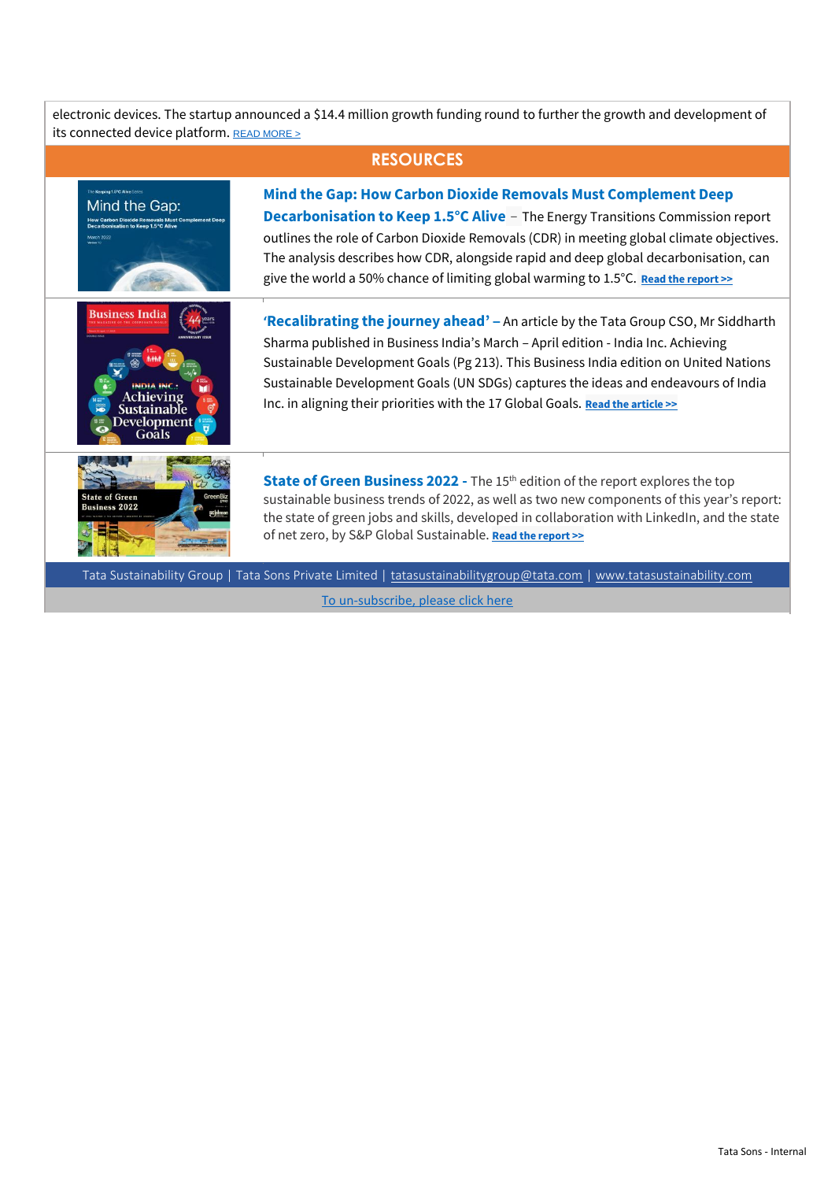electronic devices. The startup announced a $14.4 million growth funding round to further the growth and development of its connected device platform. READ MORE >

## RESOURCES

**Mind the Gap: How Carbon Dioxide Removals Must Complement Deep Decarbonisation to Keep 1.5°C Alive** – The Energy Transitions Commission report outlines the role of Carbon Dioxide Removals (CDR) in meeting global climate objectives. The analysis describes how CDR, alongside rapid and deep global decarbonisation, can give the world a 50% chance of limiting global warming to 1.5°C. **Read the report >>**

**'Recalibrating the journey ahead' –** An article by the Tata Group CSO, Mr Siddharth Sharma published in Business India's March – April edition - India Inc. Achieving Sustainable Development Goals (Pg 213). This Business India edition on United Nations Sustainable Development Goals (UN SDGs) captures the ideas and endeavours of India Inc. in aligning their priorities with the 17 Global Goals. **Read the article >>**

**State of Green Business 2022 -** The 15th edition of the report explores the top sustainable business trends of 2022, as well as two new components of this year's report: the state of green jobs and skills, developed in collaboration with LinkedIn, and the state of net zero, by S&P Global Sustainable. **Read the report >>**

Tata Sustainability Group | Tata Sons Private Limited | tatasustainabilitygroup@tata.com | www.tatasustainability.com

To un-subscribe, please click here